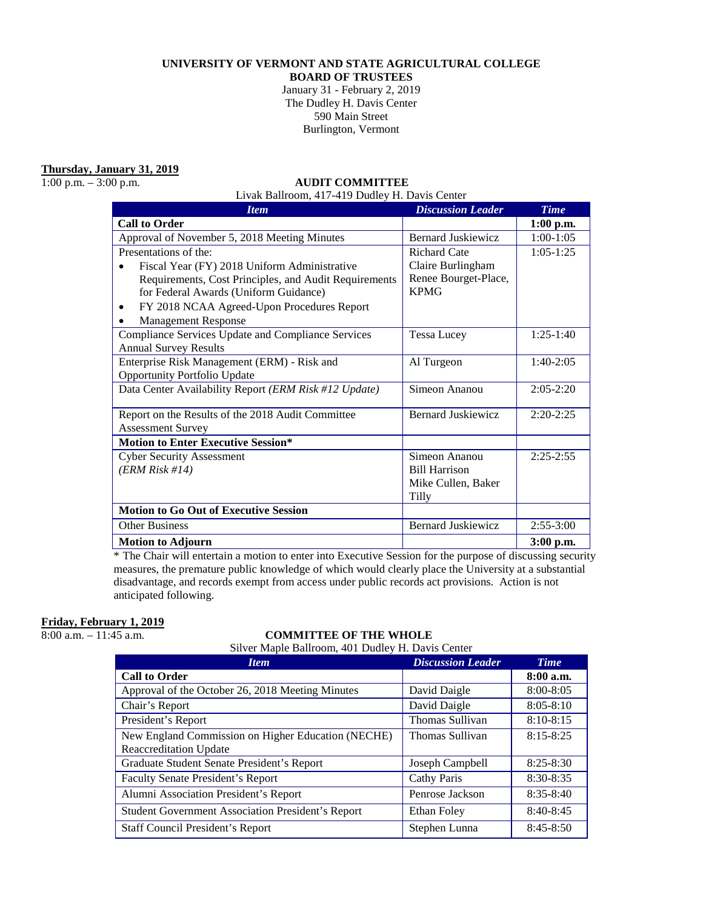**UNIVERSITY OF VERMONT AND STATE AGRICULTURAL COLLEGE**
**BOARD OF TRUSTEES**
January 31 - February 2, 2019
The Dudley H. Davis Center
590 Main Street
Burlington, Vermont

**Thursday, January 31, 2019**

1:00 p.m. – 3:00 p.m.

**AUDIT COMMITTEE**

Livak Ballroom, 417-419 Dudley H. Davis Center

| *Item* | *Discussion Leader* | *Time* |
|---|---|---|
| **Call to Order** | | **1:00 p.m.** |
| Approval of November 5, 2018 Meeting Minutes | Bernard Juskiewicz | 1:00-1:05 |
| Presentations of the:<br>• Fiscal Year (FY) 2018 Uniform Administrative Requirements, Cost Principles, and Audit Requirements for Federal Awards (Uniform Guidance)<br>• FY 2018 NCAA Agreed-Upon Procedures Report<br>• Management Response | Richard Cate<br>Claire Burlingham<br>Renee Bourget-Place, KPMG | 1:05-1:25 |
| Compliance Services Update and Compliance Services Annual Survey Results | Tessa Lucey | 1:25-1:40 |
| Enterprise Risk Management (ERM) - Risk and Opportunity Portfolio Update | Al Turgeon | 1:40-2:05 |
| Data Center Availability Report *(ERM Risk #12 Update)* | Simeon Ananou | 2:05-2:20 |
| Report on the Results of the 2018 Audit Committee Assessment Survey | Bernard Juskiewicz | 2:20-2:25 |
| **Motion to Enter Executive Session*** | | |
| Cyber Security Assessment<br>*(ERM Risk #14)* | Simeon Ananou<br>Bill Harrison<br>Mike Cullen, Baker Tilly | 2:25-2:55 |
| **Motion to Go Out of Executive Session** | | |
| Other Business | Bernard Juskiewicz | 2:55-3:00 |
| **Motion to Adjourn** | | **3:00 p.m.** |

* The Chair will entertain a motion to enter into Executive Session for the purpose of discussing security measures, the premature public knowledge of which would clearly place the University at a substantial disadvantage, and records exempt from access under public records act provisions. Action is not anticipated following.

**Friday, February 1, 2019**

8:00 a.m. – 11:45 a.m.

**COMMITTEE OF THE WHOLE**

Silver Maple Ballroom, 401 Dudley H. Davis Center

| *Item* | *Discussion Leader* | *Time* |
|---|---|---|
| **Call to Order** | | **8:00 a.m.** |
| Approval of the October 26, 2018 Meeting Minutes | David Daigle | 8:00-8:05 |
| Chair's Report | David Daigle | 8:05-8:10 |
| President's Report | Thomas Sullivan | 8:10-8:15 |
| New England Commission on Higher Education (NECHE) Reaccreditation Update | Thomas Sullivan | 8:15-8:25 |
| Graduate Student Senate President's Report | Joseph Campbell | 8:25-8:30 |
| Faculty Senate President's Report | Cathy Paris | 8:30-8:35 |
| Alumni Association President's Report | Penrose Jackson | 8:35-8:40 |
| Student Government Association President's Report | Ethan Foley | 8:40-8:45 |
| Staff Council President's Report | Stephen Lunna | 8:45-8:50 |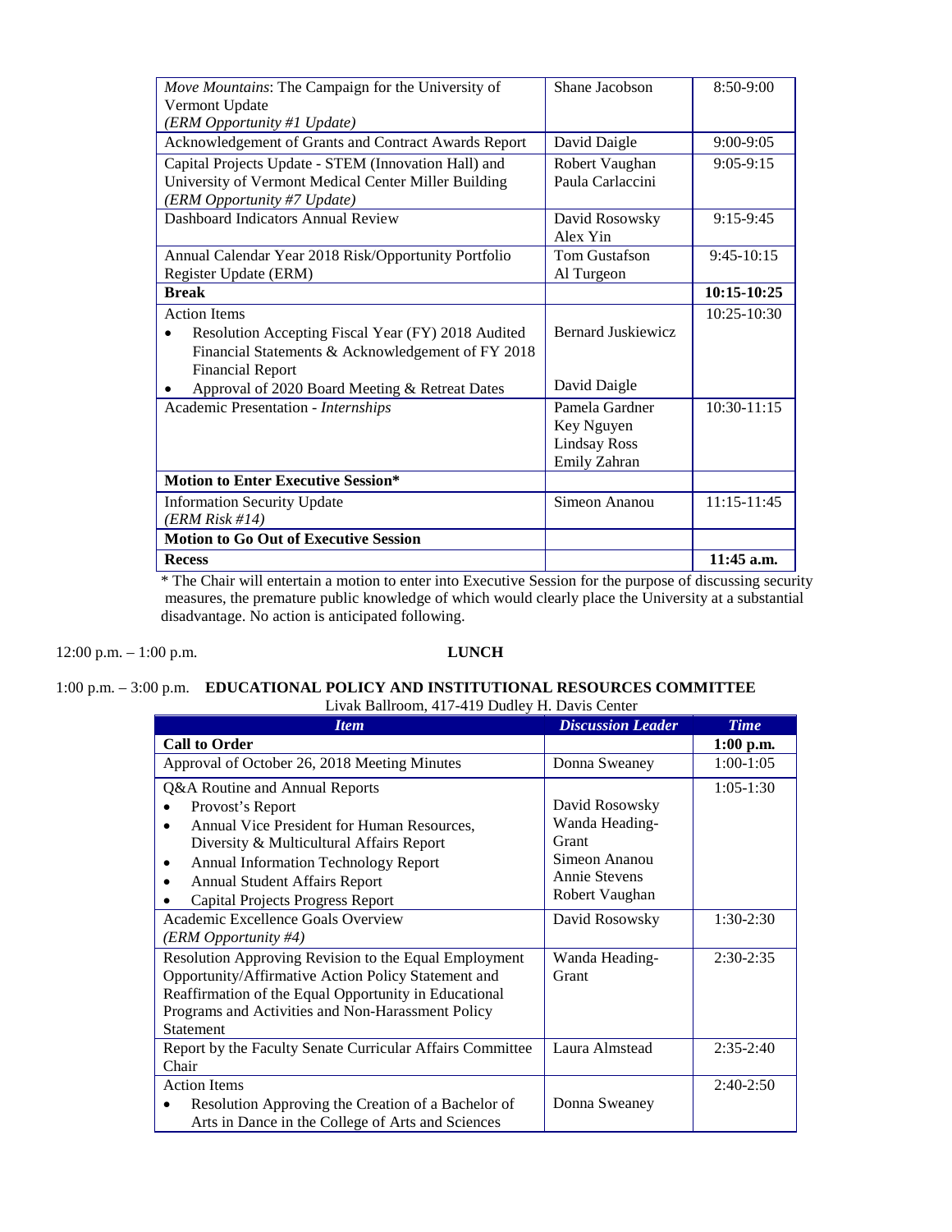| | | |
|---|---|---|
| *Move Mountains*: The Campaign for the University of Vermont Update<br>*(ERM Opportunity #1 Update)* | Shane Jacobson | 8:50-9:00 |
| Acknowledgement of Grants and Contract Awards Report | David Daigle | 9:00-9:05 |
| Capital Projects Update - STEM (Innovation Hall) and University of Vermont Medical Center Miller Building<br>*(ERM Opportunity #7 Update)* | Robert Vaughan<br>Paula Carlaccini | 9:05-9:15 |
| Dashboard Indicators Annual Review | David Rosowsky<br>Alex Yin | 9:15-9:45 |
| Annual Calendar Year 2018 Risk/Opportunity Portfolio Register Update (ERM) | Tom Gustafson<br>Al Turgeon | 9:45-10:15 |
| **Break** | | **10:15-10:25** |
| Action Items<br>• Resolution Accepting Fiscal Year (FY) 2018 Audited Financial Statements & Acknowledgement of FY 2018 Financial Report<br>• Approval of 2020 Board Meeting & Retreat Dates | <br>Bernard Juskiewicz<br><br>David Daigle | 10:25-10:30 |
| Academic Presentation - *Internships* | Pamela Gardner<br>Key Nguyen<br>Lindsay Ross<br>Emily Zahran | 10:30-11:15 |
| **Motion to Enter Executive Session*** | | |
| Information Security Update<br>*(ERM Risk #14)* | Simeon Ananou | 11:15-11:45 |
| **Motion to Go Out of Executive Session** | | |
| **Recess** | | **11:45 a.m.** |

* The Chair will entertain a motion to enter into Executive Session for the purpose of discussing security measures, the premature public knowledge of which would clearly place the University at a substantial disadvantage. No action is anticipated following.

12:00 p.m. – 1:00 p.m. **LUNCH**

1:00 p.m. – 3:00 p.m. **EDUCATIONAL POLICY AND INSTITUTIONAL RESOURCES COMMITTEE**

Livak Ballroom, 417-419 Dudley H. Davis Center

| *Item* | *Discussion Leader* | *Time* |
|---|---|---|
| **Call to Order** | | **1:00 p.m.** |
| Approval of October 26, 2018 Meeting Minutes | Donna Sweaney | 1:00-1:05 |
| Q&A Routine and Annual Reports<br>• Provost's Report<br>• Annual Vice President for Human Resources, Diversity & Multicultural Affairs Report<br>• Annual Information Technology Report<br>• Annual Student Affairs Report<br>• Capital Projects Progress Report | <br>David Rosowsky<br>Wanda Heading-Grant<br><br>Simeon Ananou<br>Annie Stevens<br>Robert Vaughan | 1:05-1:30 |
| Academic Excellence Goals Overview<br>*(ERM Opportunity #4)* | David Rosowsky | 1:30-2:30 |
| Resolution Approving Revision to the Equal Employment Opportunity/Affirmative Action Policy Statement and Reaffirmation of the Equal Opportunity in Educational Programs and Activities and Non-Harassment Policy Statement | Wanda Heading-Grant | 2:30-2:35 |
| Report by the Faculty Senate Curricular Affairs Committee Chair | Laura Almstead | 2:35-2:40 |
| Action Items<br>• Resolution Approving the Creation of a Bachelor of Arts in Dance in the College of Arts and Sciences | <br>Donna Sweaney | 2:40-2:50 |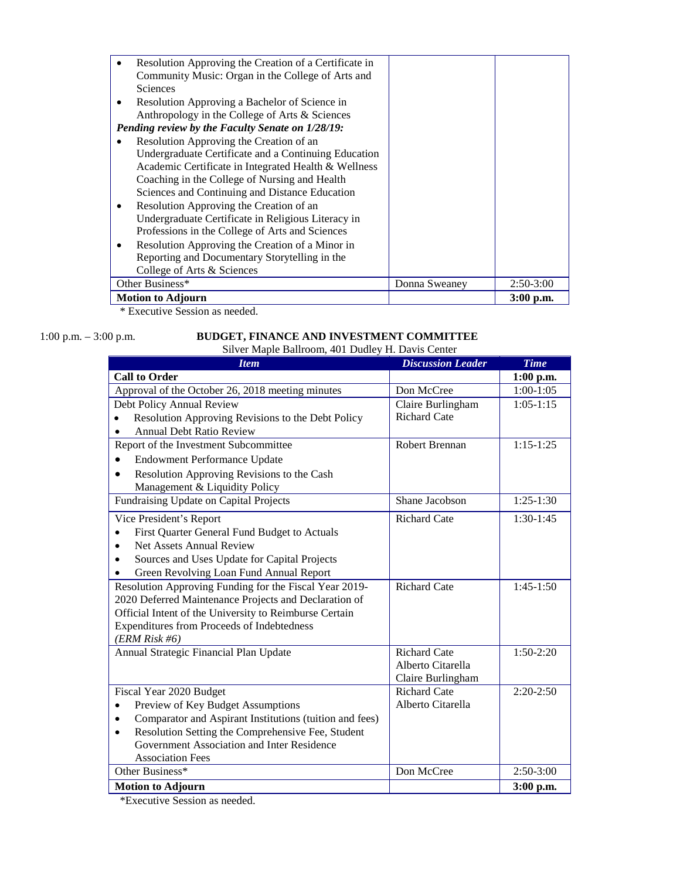| | | |
|---|---|---|
| • Resolution Approving the Creation of a Certificate in Community Music: Organ in the College of Arts and Sciences<br>• Resolution Approving a Bachelor of Science in Anthropology in the College of Arts & Sciences<br>***Pending review by the Faculty Senate on 1/28/19:***<br>• Resolution Approving the Creation of an Undergraduate Certificate and a Continuing Education Academic Certificate in Integrated Health & Wellness Coaching in the College of Nursing and Health Sciences and Continuing and Distance Education<br>• Resolution Approving the Creation of an Undergraduate Certificate in Religious Literacy in Professions in the College of Arts and Sciences<br>• Resolution Approving the Creation of a Minor in Reporting and Documentary Storytelling in the College of Arts & Sciences | | |
| Other Business* | Donna Sweaney | 2:50-3:00 |
| **Motion to Adjourn** | | **3:00 p.m.** |

\* Executive Session as needed.

1:00 p.m. – 3:00 p.m.

## BUDGET, FINANCE AND INVESTMENT COMMITTEE

Silver Maple Ballroom, 401 Dudley H. Davis Center

| *Item* | *Discussion Leader* | *Time* |
|---|---|---|
| **Call to Order** | | **1:00 p.m.** |
| Approval of the October 26, 2018 meeting minutes | Don McCree | 1:00-1:05 |
| Debt Policy Annual Review<br>• Resolution Approving Revisions to the Debt Policy<br>• Annual Debt Ratio Review | Claire Burlingham<br>Richard Cate | 1:05-1:15 |
| Report of the Investment Subcommittee<br>• Endowment Performance Update<br>• Resolution Approving Revisions to the Cash Management & Liquidity Policy | Robert Brennan | 1:15-1:25 |
| Fundraising Update on Capital Projects | Shane Jacobson | 1:25-1:30 |
| Vice President's Report<br>• First Quarter General Fund Budget to Actuals<br>• Net Assets Annual Review<br>• Sources and Uses Update for Capital Projects<br>• Green Revolving Loan Fund Annual Report | Richard Cate | 1:30-1:45 |
| Resolution Approving Funding for the Fiscal Year 2019-2020 Deferred Maintenance Projects and Declaration of Official Intent of the University to Reimburse Certain Expenditures from Proceeds of Indebtedness<br>*(ERM Risk #6)* | Richard Cate | 1:45-1:50 |
| Annual Strategic Financial Plan Update | Richard Cate<br>Alberto Citarella<br>Claire Burlingham | 1:50-2:20 |
| Fiscal Year 2020 Budget<br>• Preview of Key Budget Assumptions<br>• Comparator and Aspirant Institutions (tuition and fees)<br>• Resolution Setting the Comprehensive Fee, Student Government Association and Inter Residence Association Fees | Richard Cate<br>Alberto Citarella | 2:20-2:50 |
| Other Business* | Don McCree | 2:50-3:00 |
| **Motion to Adjourn** | | **3:00 p.m.** |

*Executive Session as needed.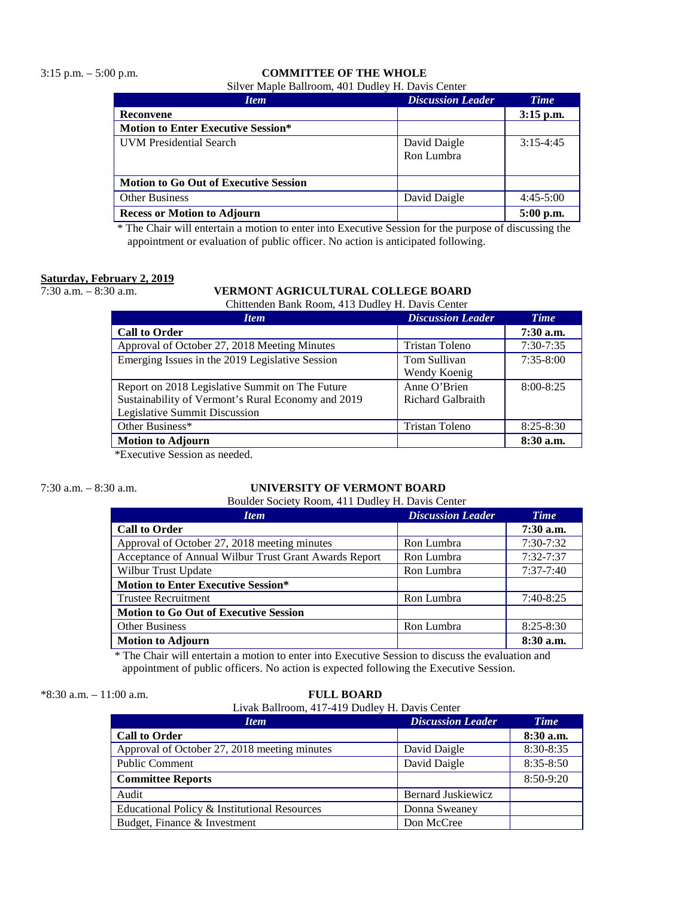3:15 p.m. – 5:00 p.m.

**COMMITTEE OF THE WHOLE**

Silver Maple Ballroom, 401 Dudley H. Davis Center

| *Item* | *Discussion Leader* | *Time* |
|---|---|---|
| **Reconvene** | | **3:15 p.m.** |
| **Motion to Enter Executive Session*** | | |
| UVM Presidential Search | David Daigle<br>Ron Lumbra | 3:15-4:45 |
| **Motion to Go Out of Executive Session** | | |
| Other Business | David Daigle | 4:45-5:00 |
| **Recess or Motion to Adjourn** | | **5:00 p.m.** |

\* The Chair will entertain a motion to enter into Executive Session for the purpose of discussing the appointment or evaluation of public officer. No action is anticipated following.

**Saturday, February 2, 2019**

7:30 a.m. – 8:30 a.m.

**VERMONT AGRICULTURAL COLLEGE BOARD**

Chittenden Bank Room, 413 Dudley H. Davis Center

| *Item* | *Discussion Leader* | *Time* |
|---|---|---|
| **Call to Order** | | **7:30 a.m.** |
| Approval of October 27, 2018 Meeting Minutes | Tristan Toleno | 7:30-7:35 |
| Emerging Issues in the 2019 Legislative Session | Tom Sullivan<br>Wendy Koenig | 7:35-8:00 |
| Report on 2018 Legislative Summit on The Future Sustainability of Vermont's Rural Economy and 2019 Legislative Summit Discussion | Anne O'Brien<br>Richard Galbraith | 8:00-8:25 |
| Other Business* | Tristan Toleno | 8:25-8:30 |
| **Motion to Adjourn** | | **8:30 a.m.** |

*Executive Session as needed.

7:30 a.m. – 8:30 a.m.

**UNIVERSITY OF VERMONT BOARD**

Boulder Society Room, 411 Dudley H. Davis Center

| *Item* | *Discussion Leader* | *Time* |
|---|---|---|
| **Call to Order** | | **7:30 a.m.** |
| Approval of October 27, 2018 meeting minutes | Ron Lumbra | 7:30-7:32 |
| Acceptance of Annual Wilbur Trust Grant Awards Report | Ron Lumbra | 7:32-7:37 |
| Wilbur Trust Update | Ron Lumbra | 7:37-7:40 |
| **Motion to Enter Executive Session*** | | |
| Trustee Recruitment | Ron Lumbra | 7:40-8:25 |
| **Motion to Go Out of Executive Session** | | |
| Other Business | Ron Lumbra | 8:25-8:30 |
| **Motion to Adjourn** | | **8:30 a.m.** |

\* The Chair will entertain a motion to enter into Executive Session to discuss the evaluation and appointment of public officers. No action is expected following the Executive Session.

*8:30 a.m. – 11:00 a.m.

**FULL BOARD**

Livak Ballroom, 417-419 Dudley H. Davis Center

| *Item* | *Discussion Leader* | *Time* |
|---|---|---|
| **Call to Order** | | **8:30 a.m.** |
| Approval of October 27, 2018 meeting minutes | David Daigle | 8:30-8:35 |
| Public Comment | David Daigle | 8:35-8:50 |
| **Committee Reports** | | 8:50-9:20 |
| Audit | Bernard Juskiewicz | |
| Educational Policy & Institutional Resources | Donna Sweaney | |
| Budget, Finance & Investment | Don McCree | |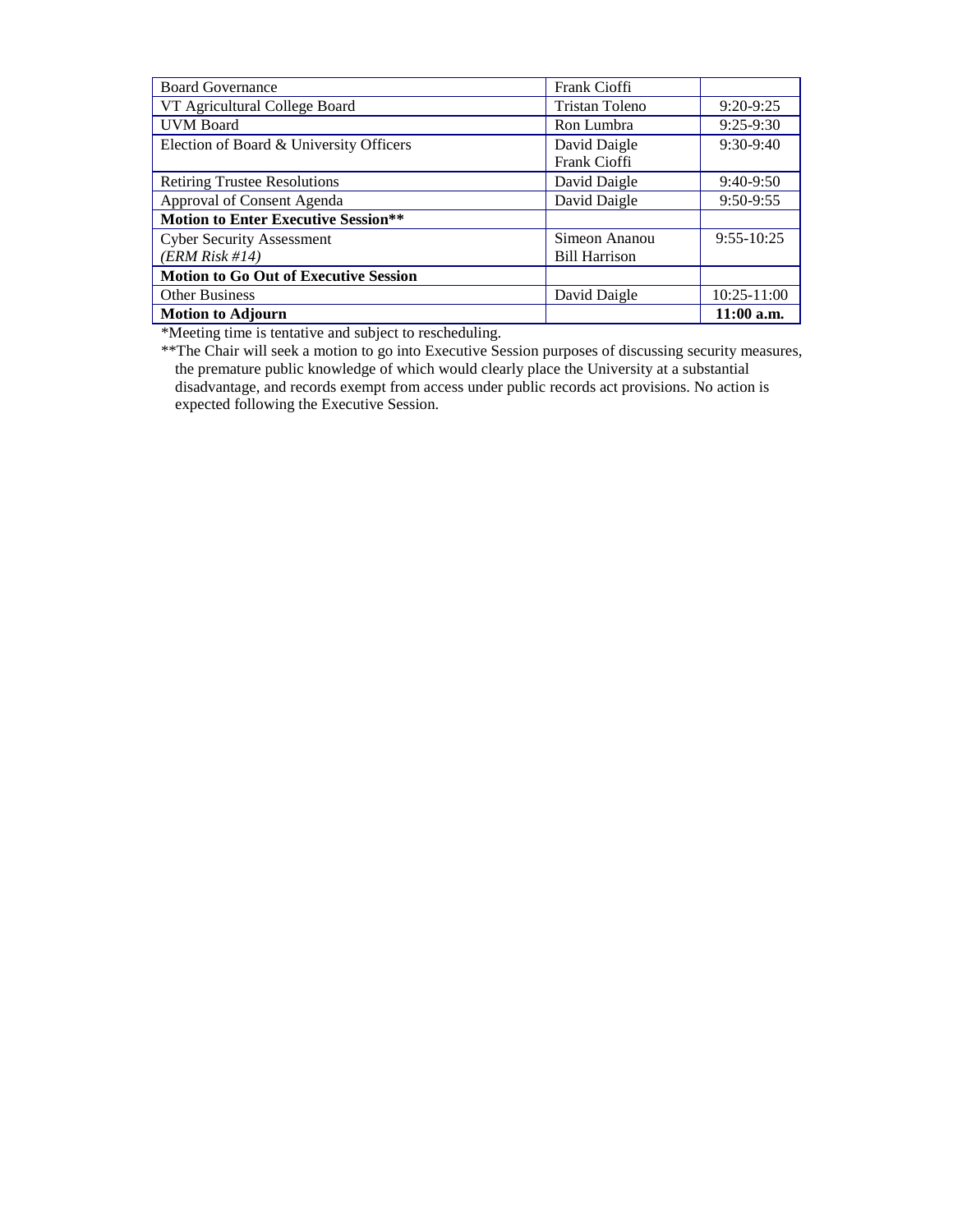| | | |
|---|---|---|
| Board Governance | Frank Cioffi | |
| VT Agricultural College Board | Tristan Toleno | 9:20-9:25 |
| UVM Board | Ron Lumbra | 9:25-9:30 |
| Election of Board & University Officers | David Daigle<br>Frank Cioffi | 9:30-9:40 |
| Retiring Trustee Resolutions | David Daigle | 9:40-9:50 |
| Approval of Consent Agenda | David Daigle | 9:50-9:55 |
| **Motion to Enter Executive Session**** | | |
| Cyber Security Assessment<br>*(ERM Risk #14)* | Simeon Ananou<br>Bill Harrison | 9:55-10:25 |
| **Motion to Go Out of Executive Session** | | |
| Other Business | David Daigle | 10:25-11:00 |
| **Motion to Adjourn** | | **11:00 a.m.** |

*Meeting time is tentative and subject to rescheduling.

**The Chair will seek a motion to go into Executive Session purposes of discussing security measures, the premature public knowledge of which would clearly place the University at a substantial disadvantage, and records exempt from access under public records act provisions. No action is expected following the Executive Session.